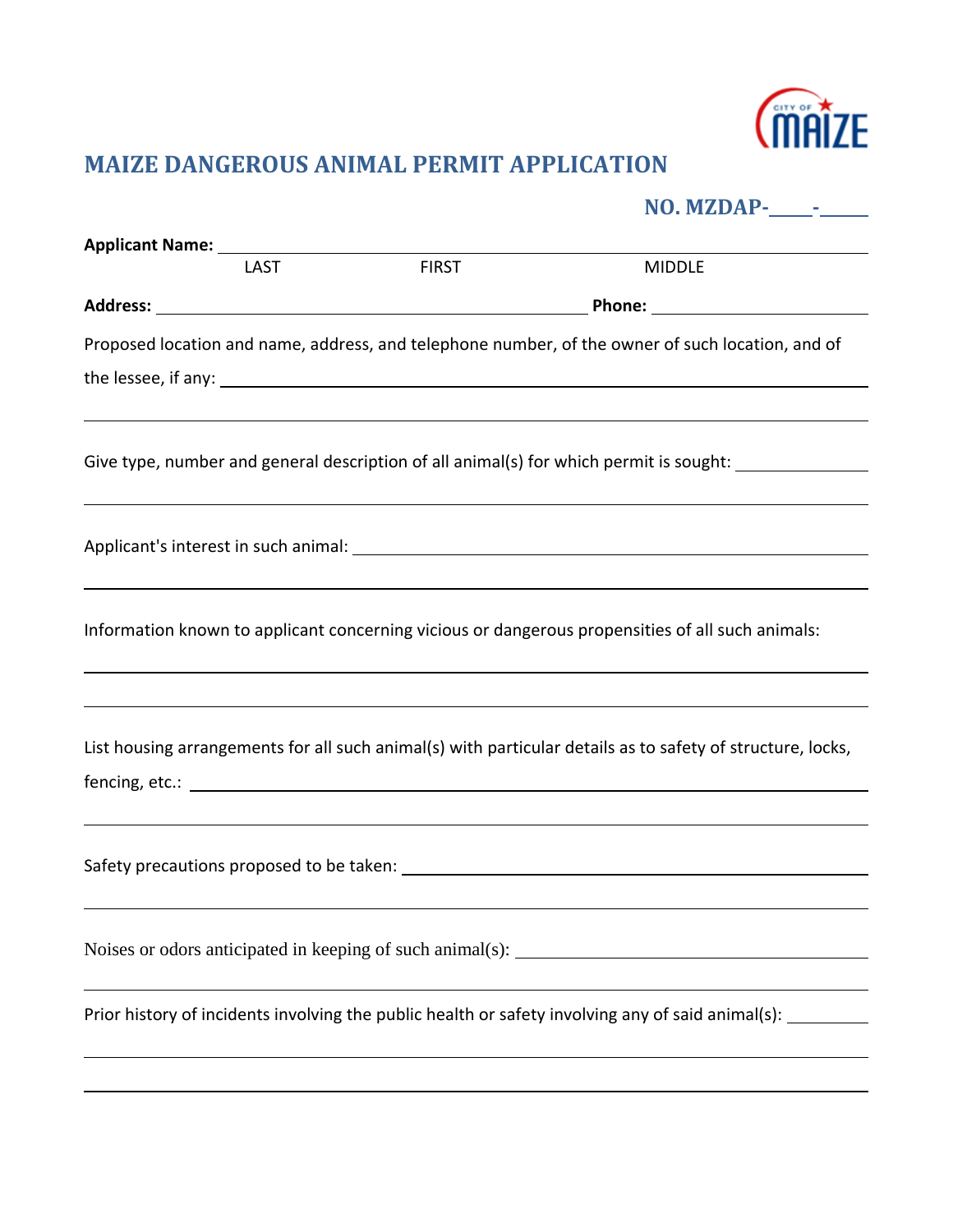CITY OF MAIZE

# MAIZE DANGEROUS ANIMAL PERMIT APPLICATION

**NO. MZDAP-\_\_\_\_-\_\_\_\_\_**

**Applicant Name:** \_\_\_\_\_\_\_\_\_\_\_\_\_\_\_\_\_\_\_\_\_\_\_\_\_\_\_\_\_\_\_\_\_\_\_\_\_\_\_\_\_\_\_\_\_\_\_\_\_\_\_\_\_\_\_\_\_\_\_\_

LAST FIRST MIDDLE

**Address:** \_\_\_\_\_\_\_\_\_\_\_\_\_\_\_\_\_\_\_\_\_\_\_\_\_\_\_\_\_\_\_\_\_\_\_\_\_\_\_\_ **Phone:** \_\_\_\_\_\_\_\_\_\_\_\_\_\_\_\_\_\_\_\_

Proposed location and name, address, and telephone number, of the owner of such location, and of the lessee, if any: \_\_\_\_\_\_\_\_\_\_\_\_\_\_\_\_\_\_\_\_\_\_\_\_\_\_\_\_\_\_\_\_\_\_\_\_\_\_\_\_\_\_\_\_\_\_\_\_\_\_\_\_

\_\_\_\_\_\_\_\_\_\_\_\_\_\_\_\_\_\_\_\_\_\_\_\_\_\_\_\_\_\_\_\_\_\_\_\_\_\_\_\_\_\_\_\_\_\_\_\_\_\_\_\_\_\_\_\_\_\_\_\_\_\_\_\_\_\_\_\_\_\_\_\_

Give type, number and general description of all animal(s) for which permit is sought: \_\_\_\_\_\_\_\_\_\_\_\_

\_\_\_\_\_\_\_\_\_\_\_\_\_\_\_\_\_\_\_\_\_\_\_\_\_\_\_\_\_\_\_\_\_\_\_\_\_\_\_\_\_\_\_\_\_\_\_\_\_\_\_\_\_\_\_\_\_\_\_\_\_\_\_\_\_\_\_\_\_\_\_\_

Applicant's interest in such animal: \_\_\_\_\_\_\_\_\_\_\_\_\_\_\_\_\_\_\_\_\_\_\_\_\_\_\_\_\_\_\_\_\_\_\_\_\_\_\_\_\_\_\_\_\_\_\_\_

\_\_\_\_\_\_\_\_\_\_\_\_\_\_\_\_\_\_\_\_\_\_\_\_\_\_\_\_\_\_\_\_\_\_\_\_\_\_\_\_\_\_\_\_\_\_\_\_\_\_\_\_\_\_\_\_\_\_\_\_\_\_\_\_\_\_\_\_\_\_\_\_

Information known to applicant concerning vicious or dangerous propensities of all such animals:

\_\_\_\_\_\_\_\_\_\_\_\_\_\_\_\_\_\_\_\_\_\_\_\_\_\_\_\_\_\_\_\_\_\_\_\_\_\_\_\_\_\_\_\_\_\_\_\_\_\_\_\_\_\_\_\_\_\_\_\_\_\_\_\_\_\_\_\_\_\_\_\_

\_\_\_\_\_\_\_\_\_\_\_\_\_\_\_\_\_\_\_\_\_\_\_\_\_\_\_\_\_\_\_\_\_\_\_\_\_\_\_\_\_\_\_\_\_\_\_\_\_\_\_\_\_\_\_\_\_\_\_\_\_\_\_\_\_\_\_\_\_\_\_\_

List housing arrangements for all such animal(s) with particular details as to safety of structure, locks, fencing, etc.: \_\_\_\_\_\_\_\_\_\_\_\_\_\_\_\_\_\_\_\_\_\_\_\_\_\_\_\_\_\_\_\_\_\_\_\_\_\_\_\_\_\_\_\_\_\_\_\_\_\_\_\_\_\_\_\_\_\_\_

\_\_\_\_\_\_\_\_\_\_\_\_\_\_\_\_\_\_\_\_\_\_\_\_\_\_\_\_\_\_\_\_\_\_\_\_\_\_\_\_\_\_\_\_\_\_\_\_\_\_\_\_\_\_\_\_\_\_\_\_\_\_\_\_\_\_\_\_\_\_\_\_

Safety precautions proposed to be taken: \_\_\_\_\_\_\_\_\_\_\_\_\_\_\_\_\_\_\_\_\_\_\_\_\_\_\_\_\_\_\_\_\_\_\_\_\_\_\_\_\_\_\_\_

\_\_\_\_\_\_\_\_\_\_\_\_\_\_\_\_\_\_\_\_\_\_\_\_\_\_\_\_\_\_\_\_\_\_\_\_\_\_\_\_\_\_\_\_\_\_\_\_\_\_\_\_\_\_\_\_\_\_\_\_\_\_\_\_\_\_\_\_\_\_\_\_

Noises or odors anticipated in keeping of such animal(s): \_\_\_\_\_\_\_\_\_\_\_\_\_\_\_\_\_\_\_\_\_\_\_\_\_\_\_\_\_\_\_\_\_

\_\_\_\_\_\_\_\_\_\_\_\_\_\_\_\_\_\_\_\_\_\_\_\_\_\_\_\_\_\_\_\_\_\_\_\_\_\_\_\_\_\_\_\_\_\_\_\_\_\_\_\_\_\_\_\_\_\_\_\_\_\_\_\_\_\_\_\_\_\_\_\_

Prior history of incidents involving the public health or safety involving any of said animal(s): \_\_\_\_\_\_\_\_

\_\_\_\_\_\_\_\_\_\_\_\_\_\_\_\_\_\_\_\_\_\_\_\_\_\_\_\_\_\_\_\_\_\_\_\_\_\_\_\_\_\_\_\_\_\_\_\_\_\_\_\_\_\_\_\_\_\_\_\_\_\_\_\_\_\_\_\_\_\_\_\_

\_\_\_\_\_\_\_\_\_\_\_\_\_\_\_\_\_\_\_\_\_\_\_\_\_\_\_\_\_\_\_\_\_\_\_\_\_\_\_\_\_\_\_\_\_\_\_\_\_\_\_\_\_\_\_\_\_\_\_\_\_\_\_\_\_\_\_\_\_\_\_\_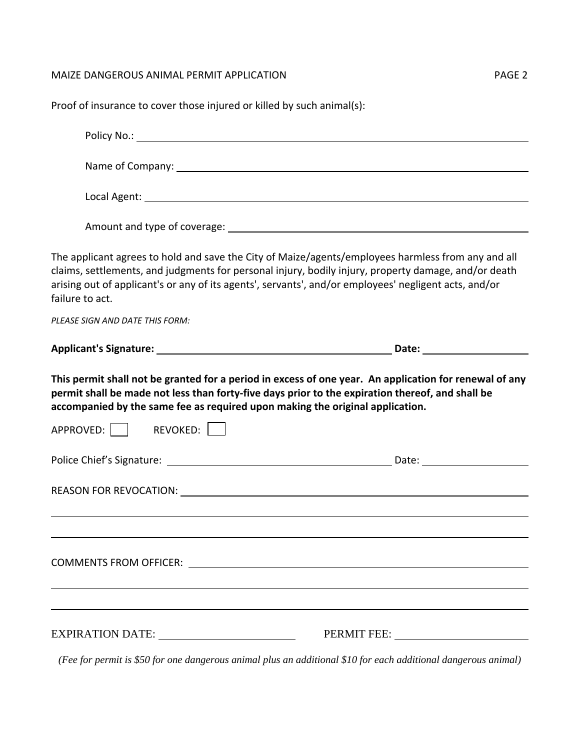Proof of insurance to cover those injured or killed by such animal(s):

Policy No.: ______________________________

Name of Company: ______________________________

Local Agent: ______________________________

Amount and type of coverage: ______________________________

The applicant agrees to hold and save the City of Maize/agents/employees harmless from any and all claims, settlements, and judgments for personal injury, bodily injury, property damage, and/or death arising out of applicant's or any of its agents', servants', and/or employees' negligent acts, and/or failure to act.

*PLEASE SIGN AND DATE THIS FORM:*

**Applicant's Signature:** ______________________________ **Date:** ____________

**This permit shall not be granted for a period in excess of one year. An application for renewal of any permit shall be made not less than forty-five days prior to the expiration thereof, and shall be accompanied by the same fee as required upon making the original application.**

APPROVED: ☐ REVOKED: ☐

Police Chief's Signature: ______________________________ Date: ____________

REASON FOR REVOCATION: ______________________________

______________________________

______________________________

COMMENTS FROM OFFICER: ______________________________

______________________________

______________________________

EXPIRATION DATE: ____________ PERMIT FEE: ____________

*(Fee for permit is $50 for one dangerous animal plus an additional $10 for each additional dangerous animal)*